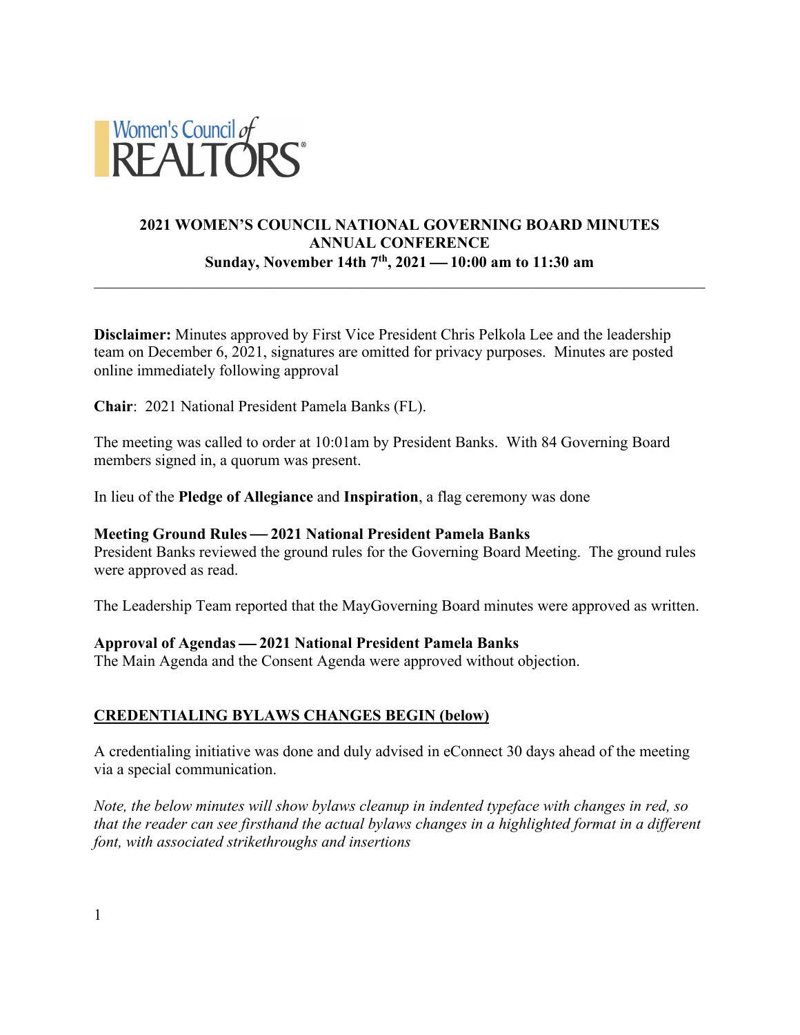Women's Council of REALTORS®

**2021 WOMEN'S COUNCIL NATIONAL GOVERNING BOARD MINUTES**
**ANNUAL CONFERENCE**
**Sunday, November 14th 7th, 2021 — 10:00 am to 11:30 am**

---

**Disclaimer:** Minutes approved by First Vice President Chris Pelkola Lee and the leadership team on December 6, 2021, signatures are omitted for privacy purposes. Minutes are posted online immediately following approval

**Chair**: 2021 National President Pamela Banks (FL).

The meeting was called to order at 10:01am by President Banks. With 84 Governing Board members signed in, a quorum was present.

In lieu of the **Pledge of Allegiance** and **Inspiration**, a flag ceremony was done

**Meeting Ground Rules — 2021 National President Pamela Banks**
President Banks reviewed the ground rules for the Governing Board Meeting. The ground rules were approved as read.

The Leadership Team reported that the MayGoverning Board minutes were approved as written.

**Approval of Agendas — 2021 National President Pamela Banks**
The Main Agenda and the Consent Agenda were approved without objection.

**CREDENTIALING BYLAWS CHANGES BEGIN (below)**

A credentialing initiative was done and duly advised in eConnect 30 days ahead of the meeting via a special communication.

*Note, the below minutes will show bylaws cleanup in indented typeface with changes in red, so that the reader can see firsthand the actual bylaws changes in a highlighted format in a different font, with associated strikethroughs and insertions*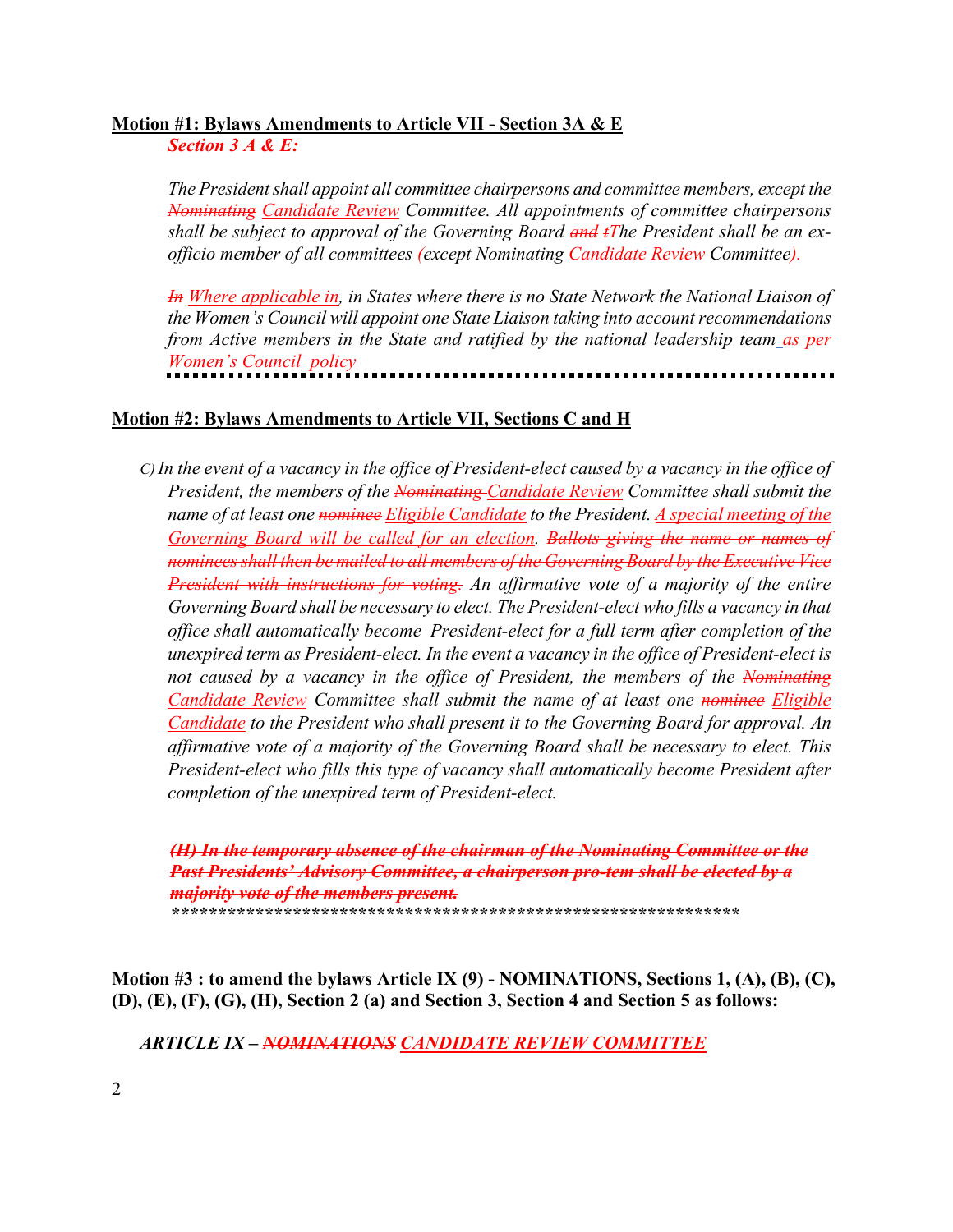**Motion #1: Bylaws Amendments to Article VII - Section 3A & E**

***Section 3 A & E:***

*The President shall appoint all committee chairpersons and committee members, except the ~~Nominating~~ Candidate Review Committee. All appointments of committee chairpersons shall be subject to approval of the Governing Board ~~and t~~The President shall be an ex-officio member of all committees (except ~~Nominating~~ Candidate Review Committee).*

*~~In~~ Where applicable in, in States where there is no State Network the National Liaison of the Women's Council will appoint one State Liaison taking into account recommendations from Active members in the State and ratified by the national leadership team as per Women's Council policy*

---

**Motion #2: Bylaws Amendments to Article VII, Sections C and H**

*C) In the event of a vacancy in the office of President-elect caused by a vacancy in the office of President, the members of the ~~Nominating~~ Candidate Review Committee shall submit the name of at least one ~~nominee~~ Eligible Candidate to the President. A special meeting of the Governing Board will be called for an election. ~~Ballots giving the name or names of nominees shall then be mailed to all members of the Governing Board by the Executive Vice President with instructions for voting.~~ An affirmative vote of a majority of the entire Governing Board shall be necessary to elect. The President-elect who fills a vacancy in that office shall automatically become President-elect for a full term after completion of the unexpired term as President-elect. In the event a vacancy in the office of President-elect is not caused by a vacancy in the office of President, the members of the ~~Nominating~~ Candidate Review Committee shall submit the name of at least one ~~nominee~~ Eligible Candidate to the President who shall present it to the Governing Board for approval. An affirmative vote of a majority of the Governing Board shall be necessary to elect. This President-elect who fills this type of vacancy shall automatically become President after completion of the unexpired term of President-elect.*

***~~(H) In the temporary absence of the chairman of the Nominating Committee or the Past Presidents' Advisory Committee, a chairperson pro-tem shall be elected by a majority vote of the members present.~~***

**************************************************************

**Motion #3 : to amend the bylaws Article IX (9) - NOMINATIONS, Sections 1, (A), (B), (C), (D), (E), (F), (G), (H), Section 2 (a) and Section 3, Section 4 and Section 5 as follows:**

*ARTICLE IX – ~~NOMINATIONS~~ CANDIDATE REVIEW COMMITTEE*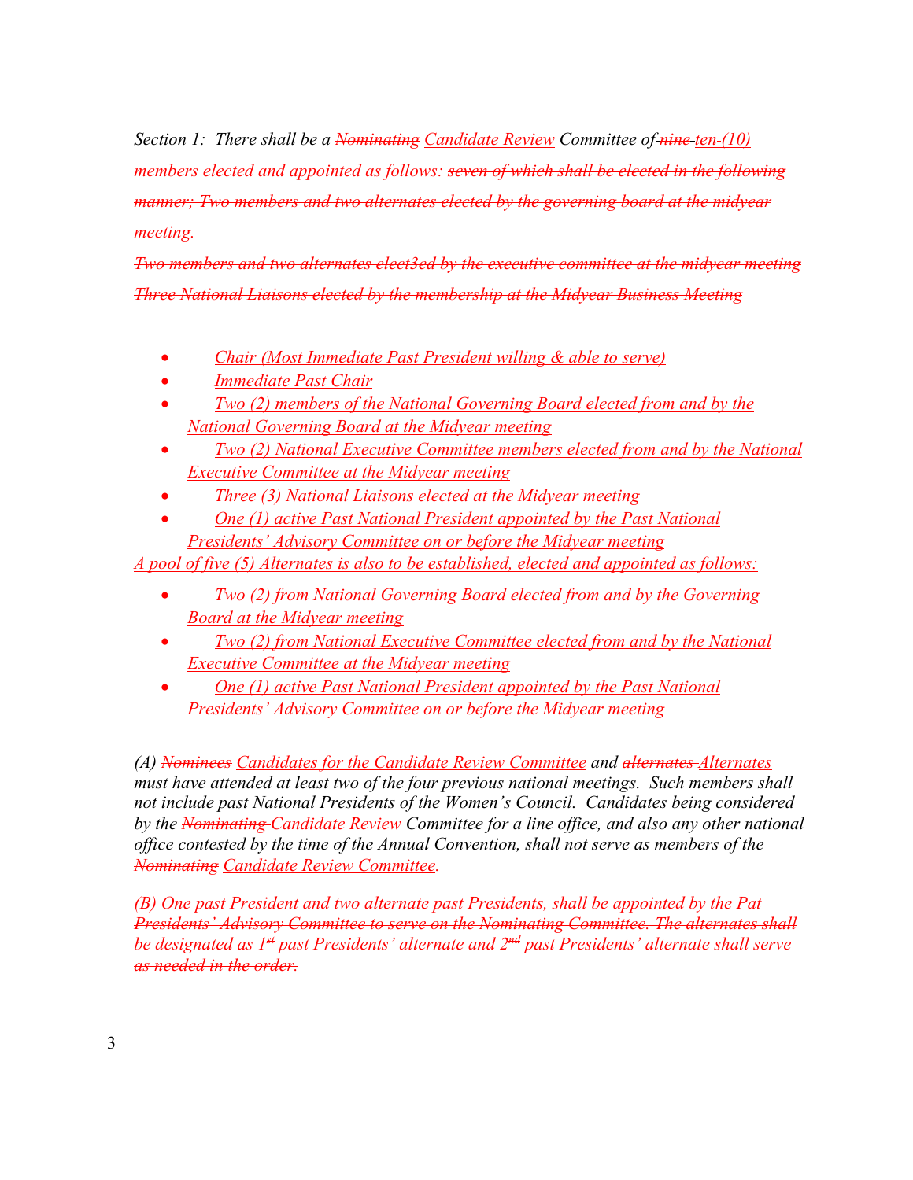*Section 1: There shall be a ~~Nominating~~ Candidate Review Committee of ~~nine~~ ten (10) members elected and appointed as follows: ~~seven of which shall be elected in the following manner; Two members and two alternates elected by the governing board at the midyear meeting.~~*

*~~Two members and two alternates elect3ed by the executive committee at the midyear meeting~~*
*~~Three National Liaisons elected by the membership at the Midyear Business Meeting~~*

- *Chair (Most Immediate Past President willing & able to serve)*
- *Immediate Past Chair*
- *Two (2) members of the National Governing Board elected from and by the National Governing Board at the Midyear meeting*
- *Two (2) National Executive Committee members elected from and by the National Executive Committee at the Midyear meeting*
- *Three (3) National Liaisons elected at the Midyear meeting*
- *One (1) active Past National President appointed by the Past National Presidents' Advisory Committee on or before the Midyear meeting*

*A pool of five (5) Alternates is also to be established, elected and appointed as follows:*

- *Two (2) from National Governing Board elected from and by the Governing Board at the Midyear meeting*
- *Two (2) from National Executive Committee elected from and by the National Executive Committee at the Midyear meeting*
- *One (1) active Past National President appointed by the Past National Presidents' Advisory Committee on or before the Midyear meeting*

*(A) ~~Nominees~~ Candidates for the Candidate Review Committee and ~~alternates~~ Alternates must have attended at least two of the four previous national meetings. Such members shall not include past National Presidents of the Women's Council. Candidates being considered by the ~~Nominating~~ Candidate Review Committee for a line office, and also any other national office contested by the time of the Annual Convention, shall not serve as members of the ~~Nominating~~ Candidate Review Committee.*

*~~(B) One past President and two alternate past Presidents, shall be appointed by the Pat Presidents' Advisory Committee to serve on the Nominating Committee. The alternates shall be designated as 1st past Presidents' alternate and 2nd past Presidents' alternate shall serve as needed in the order.~~*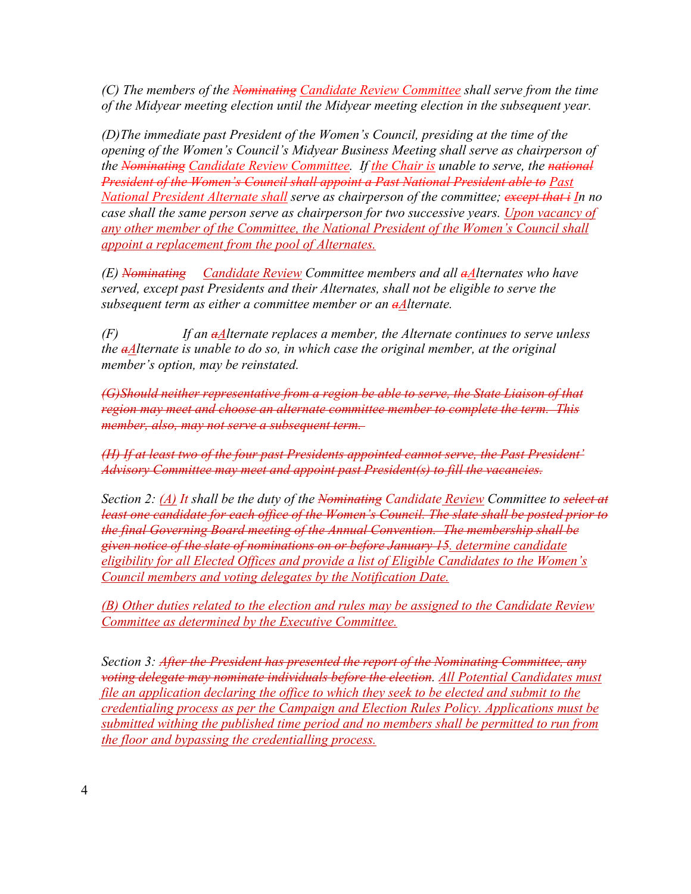*(C) The members of the ~~Nominating~~ Candidate Review Committee shall serve from the time of the Midyear meeting election until the Midyear meeting election in the subsequent year.*

*(D)The immediate past President of the Women's Council, presiding at the time of the opening of the Women's Council's Midyear Business Meeting shall serve as chairperson of the ~~Nominating~~ Candidate Review Committee. If the Chair is unable to serve, the ~~national President of the Women's Council shall appoint a Past National President able to~~ Past National President Alternate shall serve as chairperson of the committee; ~~except that i~~ In no case shall the same person serve as chairperson for two successive years. Upon vacancy of any other member of the Committee, the National President of the Women's Council shall appoint a replacement from the pool of Alternates.*

*(E) ~~Nominating~~ Candidate Review Committee members and all ~~a~~Alternates who have served, except past Presidents and their Alternates, shall not be eligible to serve the subsequent term as either a committee member or an ~~a~~Alternate.*

*(F) If an ~~a~~Alternate replaces a member, the Alternate continues to serve unless the ~~a~~Alternate is unable to do so, in which case the original member, at the original member's option, may be reinstated.*

*~~(G)Should neither representative from a region be able to serve, the State Liaison of that region may meet and choose an alternate committee member to complete the term. This member, also, may not serve a subsequent term.~~*

*~~(H) If at least two of the four past Presidents appointed cannot serve, the Past President' Advisory Committee may meet and appoint past President(s) to fill the vacancies.~~*

*Section 2: (A) It shall be the duty of the ~~Nominating~~ Candidate Review Committee to ~~select at least one candidate for each office of the Women's Council. The slate shall be posted prior to the final Governing Board meeting of the Annual Convention. The membership shall be given notice of the slate of nominations on or before January 15~~. determine candidate eligibility for all Elected Offices and provide a list of Eligible Candidates to the Women's Council members and voting delegates by the Notification Date.*

*(B) Other duties related to the election and rules may be assigned to the Candidate Review Committee as determined by the Executive Committee.*

*Section 3: ~~After the President has presented the report of the Nominating Committee, any voting delegate may nominate individuals before the election~~. All Potential Candidates must file an application declaring the office to which they seek to be elected and submit to the credentialing process as per the Campaign and Election Rules Policy. Applications must be submitted withing the published time period and no members shall be permitted to run from the floor and bypassing the credentialling process.*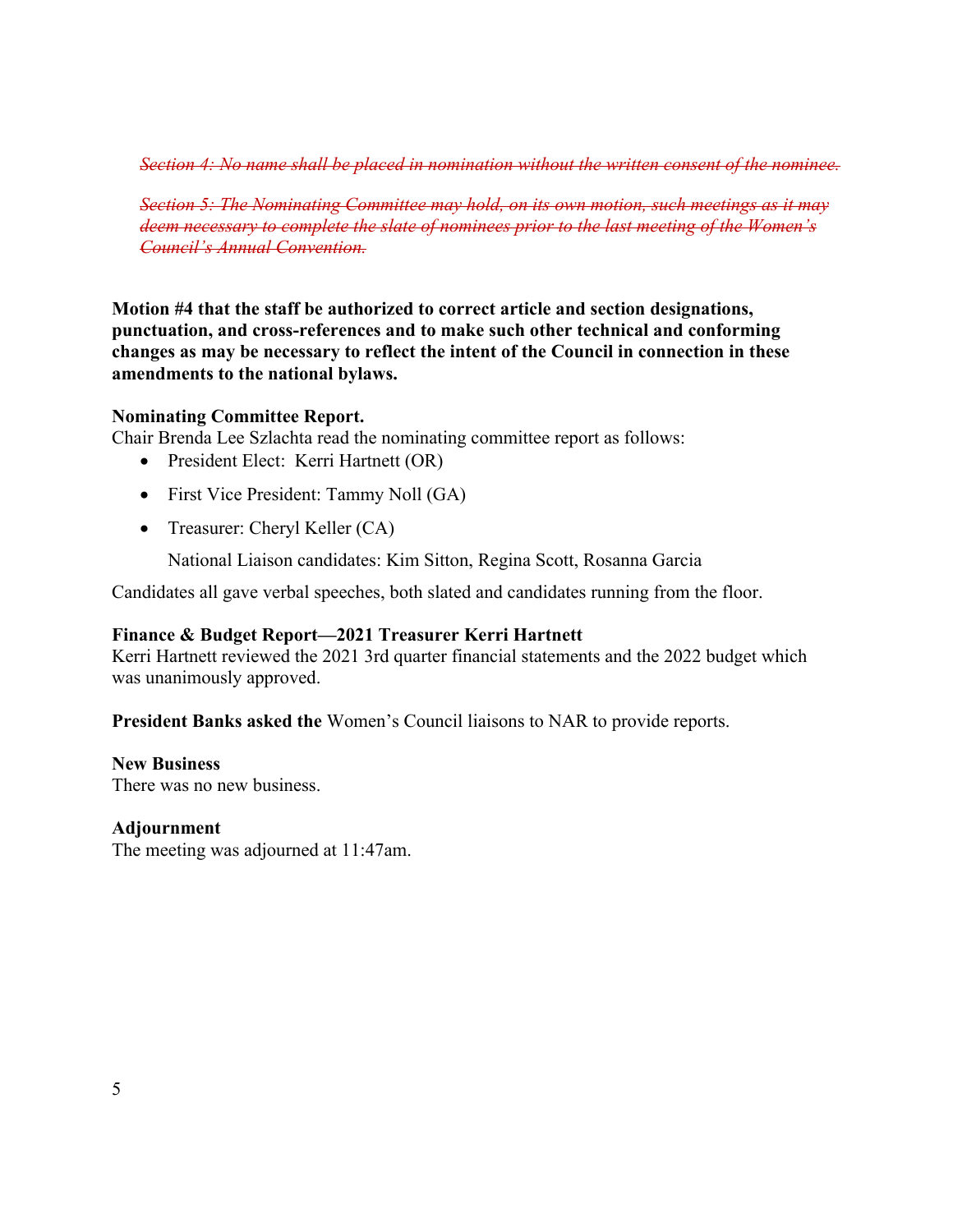~~*Section 4: No name shall be placed in nomination without the written consent of the nominee.*~~

~~*Section 5: The Nominating Committee may hold, on its own motion, such meetings as it may deem necessary to complete the slate of nominees prior to the last meeting of the Women's Council's Annual Convention.*~~

**Motion #4 that the staff be authorized to correct article and section designations, punctuation, and cross-references and to make such other technical and conforming changes as may be necessary to reflect the intent of the Council in connection in these amendments to the national bylaws.**

**Nominating Committee Report.**
Chair Brenda Lee Szlachta read the nominating committee report as follows:

- President Elect: Kerri Hartnett (OR)
- First Vice President: Tammy Noll (GA)
- Treasurer: Cheryl Keller (CA)

  National Liaison candidates: Kim Sitton, Regina Scott, Rosanna Garcia

Candidates all gave verbal speeches, both slated and candidates running from the floor.

**Finance & Budget Report—2021 Treasurer Kerri Hartnett**
Kerri Hartnett reviewed the 2021 3rd quarter financial statements and the 2022 budget which was unanimously approved.

**President Banks asked the** Women's Council liaisons to NAR to provide reports.

**New Business**
There was no new business.

**Adjournment**
The meeting was adjourned at 11:47am.